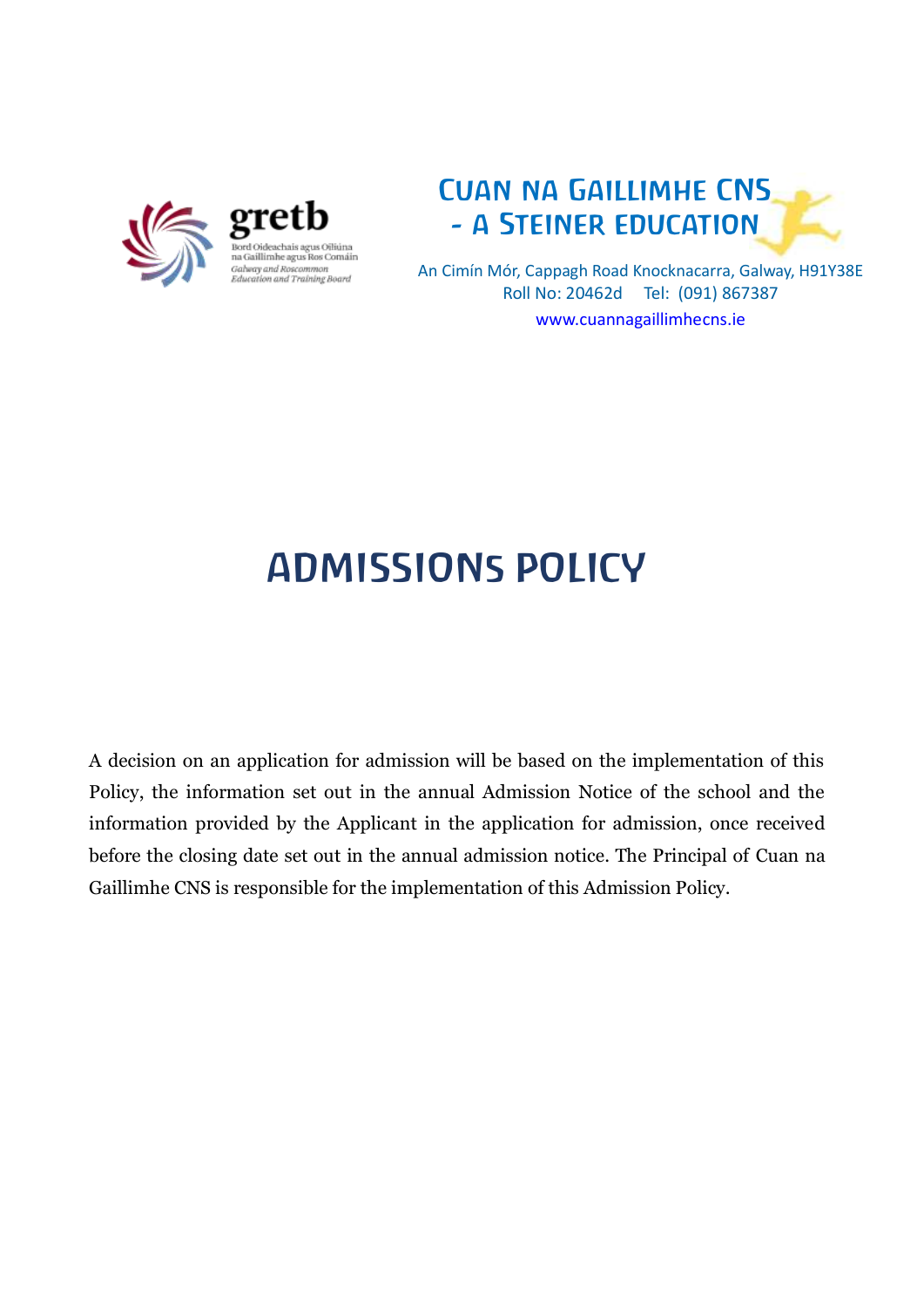gretb

Bord Oideachais agus Oiliúna na Gaillimhe agus Ros Comáin

Galway and Roscommon Education and Training Board

**CUAN NA GAILLIMHE CNS - A STEINER EDUCATION**

An Cimín Mór, Cappagh Road Knocknacarra, Galway, H91Y38E

Roll No: 20462d Tel: (091) 867387

www.cuannagaillimhecns.ie

# ADMISSIONS POLICY

A decision on an application for admission will be based on the implementation of this Policy, the information set out in the annual Admission Notice of the school and the information provided by the Applicant in the application for admission, once received before the closing date set out in the annual admission notice. The Principal of Cuan na Gaillimhe CNS is responsible for the implementation of this Admission Policy.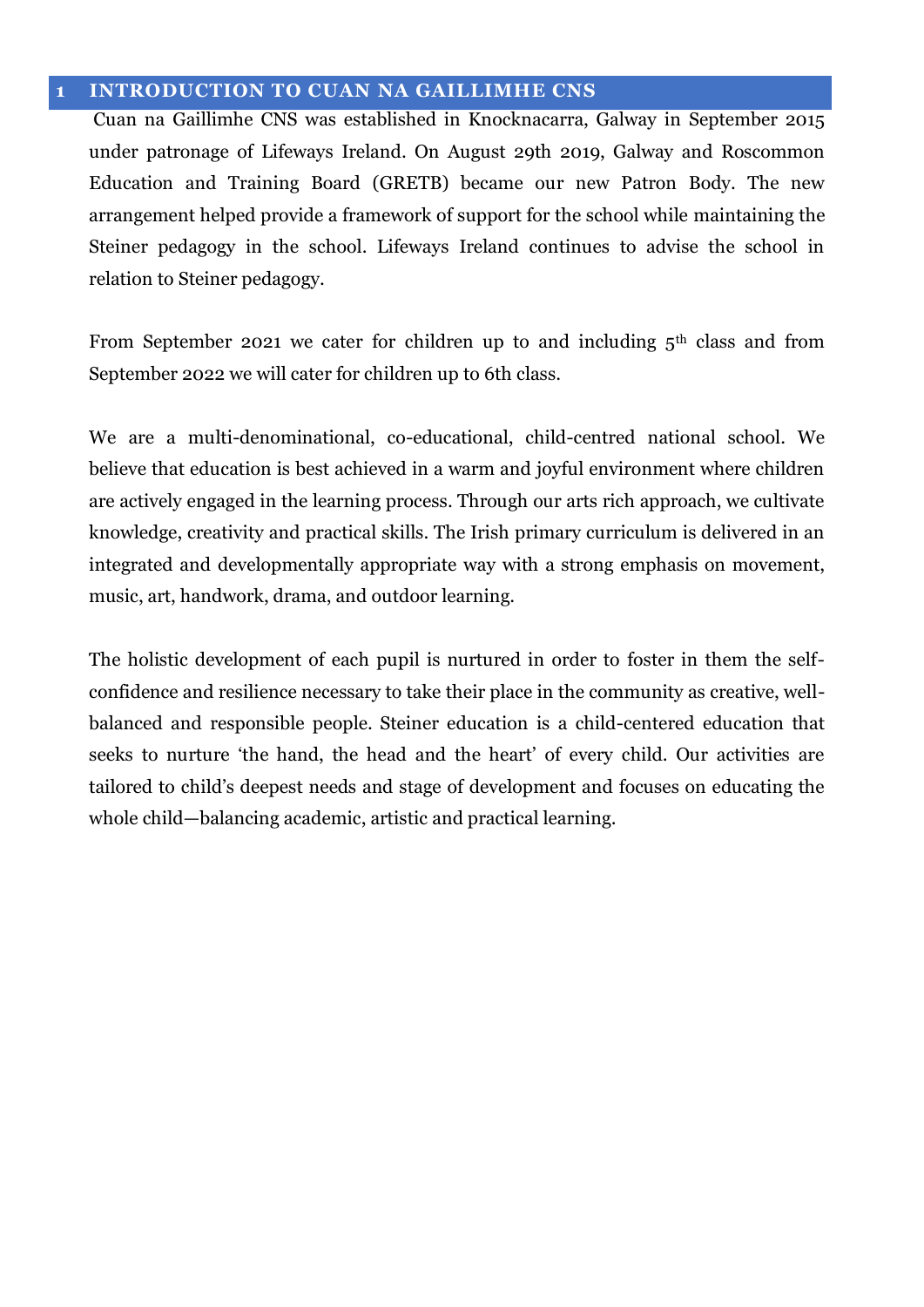# 1 INTRODUCTION TO CUAN NA GAILLIMHE CNS

Cuan na Gaillimhe CNS was established in Knocknacarra, Galway in September 2015 under patronage of Lifeways Ireland. On August 29th 2019, Galway and Roscommon Education and Training Board (GRETB) became our new Patron Body. The new arrangement helped provide a framework of support for the school while maintaining the Steiner pedagogy in the school. Lifeways Ireland continues to advise the school in relation to Steiner pedagogy.

From September 2021 we cater for children up to and including 5th class and from September 2022 we will cater for children up to 6th class.

We are a multi-denominational, co-educational, child-centred national school. We believe that education is best achieved in a warm and joyful environment where children are actively engaged in the learning process. Through our arts rich approach, we cultivate knowledge, creativity and practical skills. The Irish primary curriculum is delivered in an integrated and developmentally appropriate way with a strong emphasis on movement, music, art, handwork, drama, and outdoor learning.

The holistic development of each pupil is nurtured in order to foster in them the self-confidence and resilience necessary to take their place in the community as creative, well-balanced and responsible people. Steiner education is a child-centered education that seeks to nurture 'the hand, the head and the heart' of every child. Our activities are tailored to child's deepest needs and stage of development and focuses on educating the whole child—balancing academic, artistic and practical learning.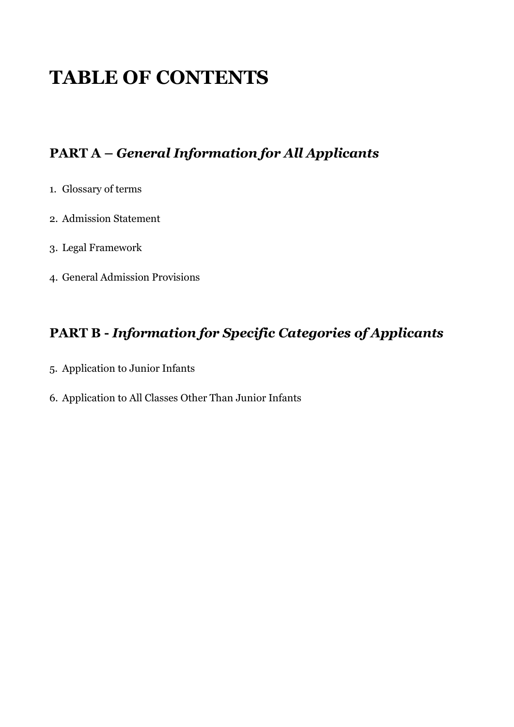# TABLE OF CONTENTS

## PART A – *General Information for All Applicants*

1. Glossary of terms
2. Admission Statement
3. Legal Framework
4. General Admission Provisions

## PART B - *Information for Specific Categories of Applicants*

5. Application to Junior Infants
6. Application to All Classes Other Than Junior Infants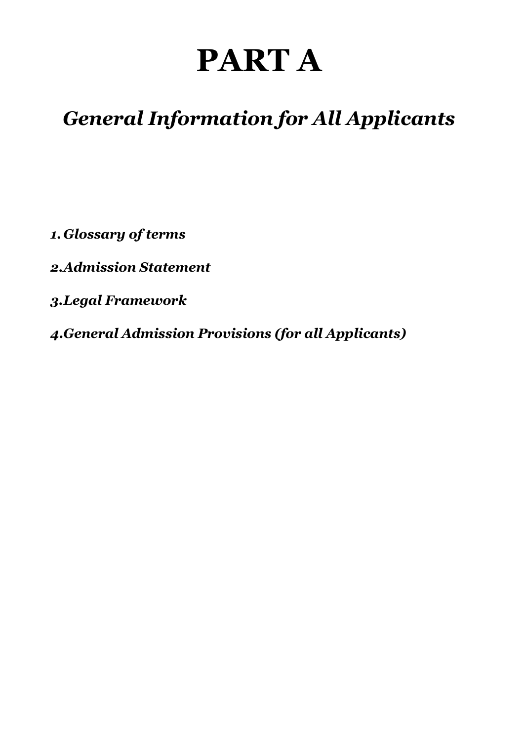# PART A

## *General Information for All Applicants*

1. *Glossary of terms*
2. *Admission Statement*
3. *Legal Framework*
4. *General Admission Provisions (for all Applicants)*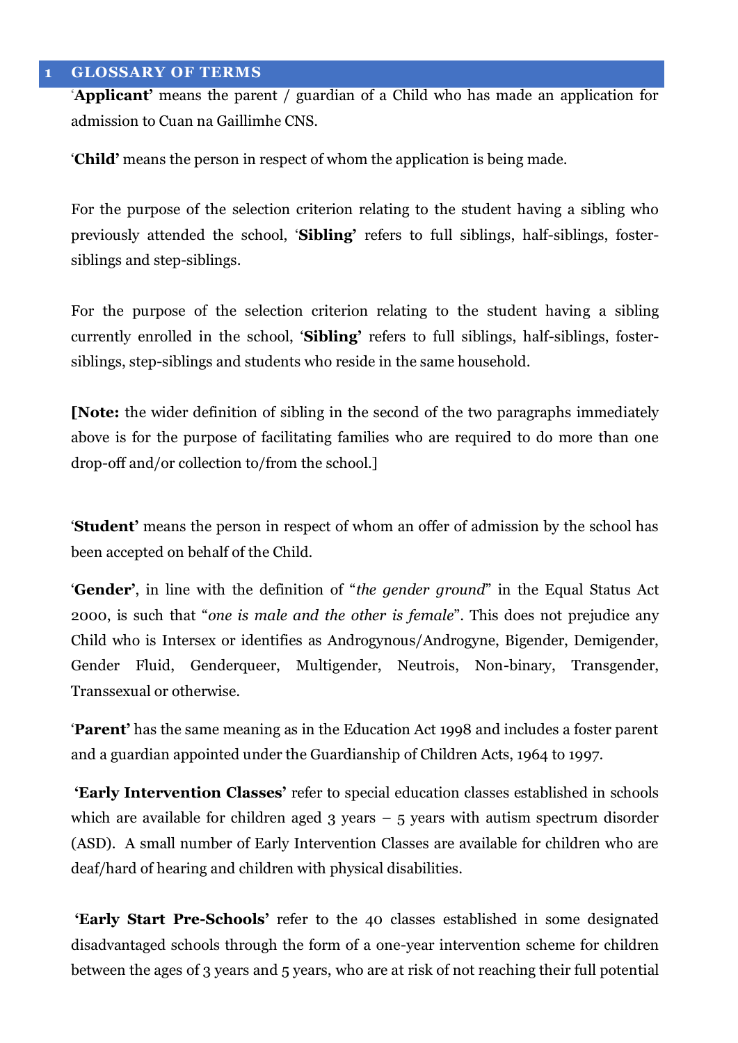# 1 GLOSSARY OF TERMS

'**Applicant'** means the parent / guardian of a Child who has made an application for admission to Cuan na Gaillimhe CNS.

'**Child'** means the person in respect of whom the application is being made.

For the purpose of the selection criterion relating to the student having a sibling who previously attended the school, '**Sibling'** refers to full siblings, half-siblings, foster-siblings and step-siblings.

For the purpose of the selection criterion relating to the student having a sibling currently enrolled in the school, '**Sibling'** refers to full siblings, half-siblings, foster-siblings, step-siblings and students who reside in the same household.

**[Note:** the wider definition of sibling in the second of the two paragraphs immediately above is for the purpose of facilitating families who are required to do more than one drop-off and/or collection to/from the school.]

'**Student'** means the person in respect of whom an offer of admission by the school has been accepted on behalf of the Child.

'**Gender'**, in line with the definition of "*the gender ground*" in the Equal Status Act 2000, is such that "*one is male and the other is female*". This does not prejudice any Child who is Intersex or identifies as Androgynous/Androgyne, Bigender, Demigender, Gender Fluid, Genderqueer, Multigender, Neutrois, Non-binary, Transgender, Transsexual or otherwise.

'**Parent'** has the same meaning as in the Education Act 1998 and includes a foster parent and a guardian appointed under the Guardianship of Children Acts, 1964 to 1997.

**'Early Intervention Classes'** refer to special education classes established in schools which are available for children aged 3 years – 5 years with autism spectrum disorder (ASD). A small number of Early Intervention Classes are available for children who are deaf/hard of hearing and children with physical disabilities.

**'Early Start Pre-Schools'** refer to the 40 classes established in some designated disadvantaged schools through the form of a one-year intervention scheme for children between the ages of 3 years and 5 years, who are at risk of not reaching their full potential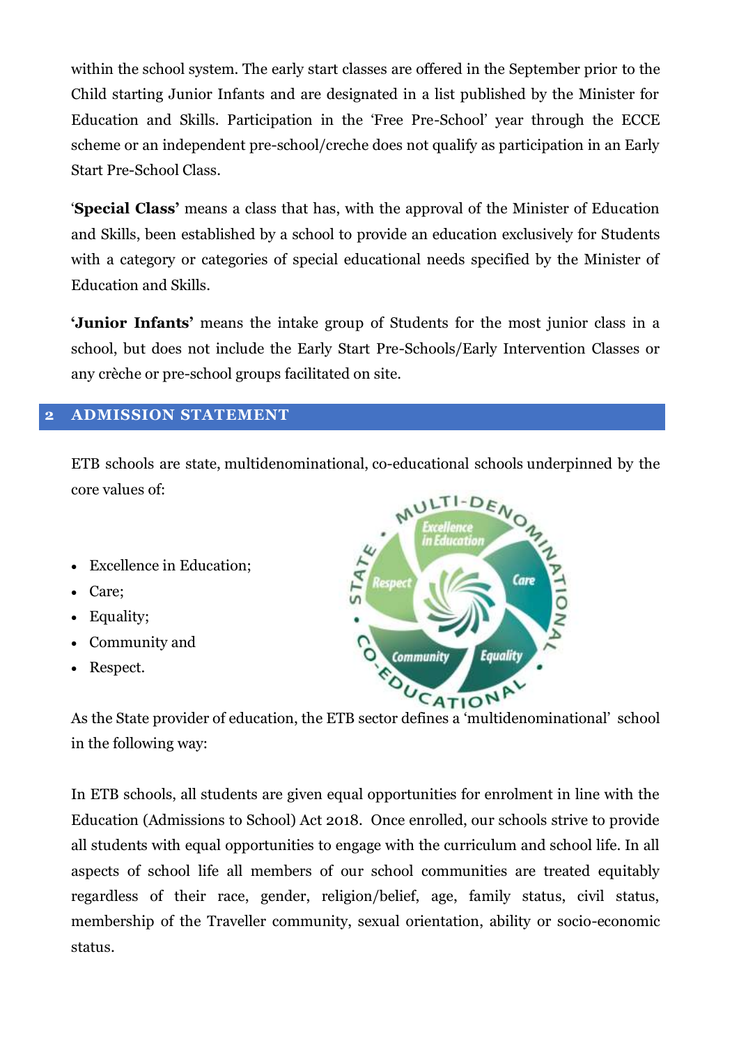within the school system. The early start classes are offered in the September prior to the Child starting Junior Infants and are designated in a list published by the Minister for Education and Skills. Participation in the 'Free Pre-School' year through the ECCE scheme or an independent pre-school/creche does not qualify as participation in an Early Start Pre-School Class.

'**Special Class'** means a class that has, with the approval of the Minister of Education and Skills, been established by a school to provide an education exclusively for Students with a category or categories of special educational needs specified by the Minister of Education and Skills.

**'Junior Infants'** means the intake group of Students for the most junior class in a school, but does not include the Early Start Pre-Schools/Early Intervention Classes or any crèche or pre-school groups facilitated on site.

## 2 ADMISSION STATEMENT

ETB schools are state, multidenominational, co-educational schools underpinned by the core values of:

- Excellence in Education;
- Care;
- Equality;
- Community and
- Respect.

As the State provider of education, the ETB sector defines a 'multidenominational' school in the following way:

In ETB schools, all students are given equal opportunities for enrolment in line with the Education (Admissions to School) Act 2018. Once enrolled, our schools strive to provide all students with equal opportunities to engage with the curriculum and school life. In all aspects of school life all members of our school communities are treated equitably regardless of their race, gender, religion/belief, age, family status, civil status, membership of the Traveller community, sexual orientation, ability or socio-economic status.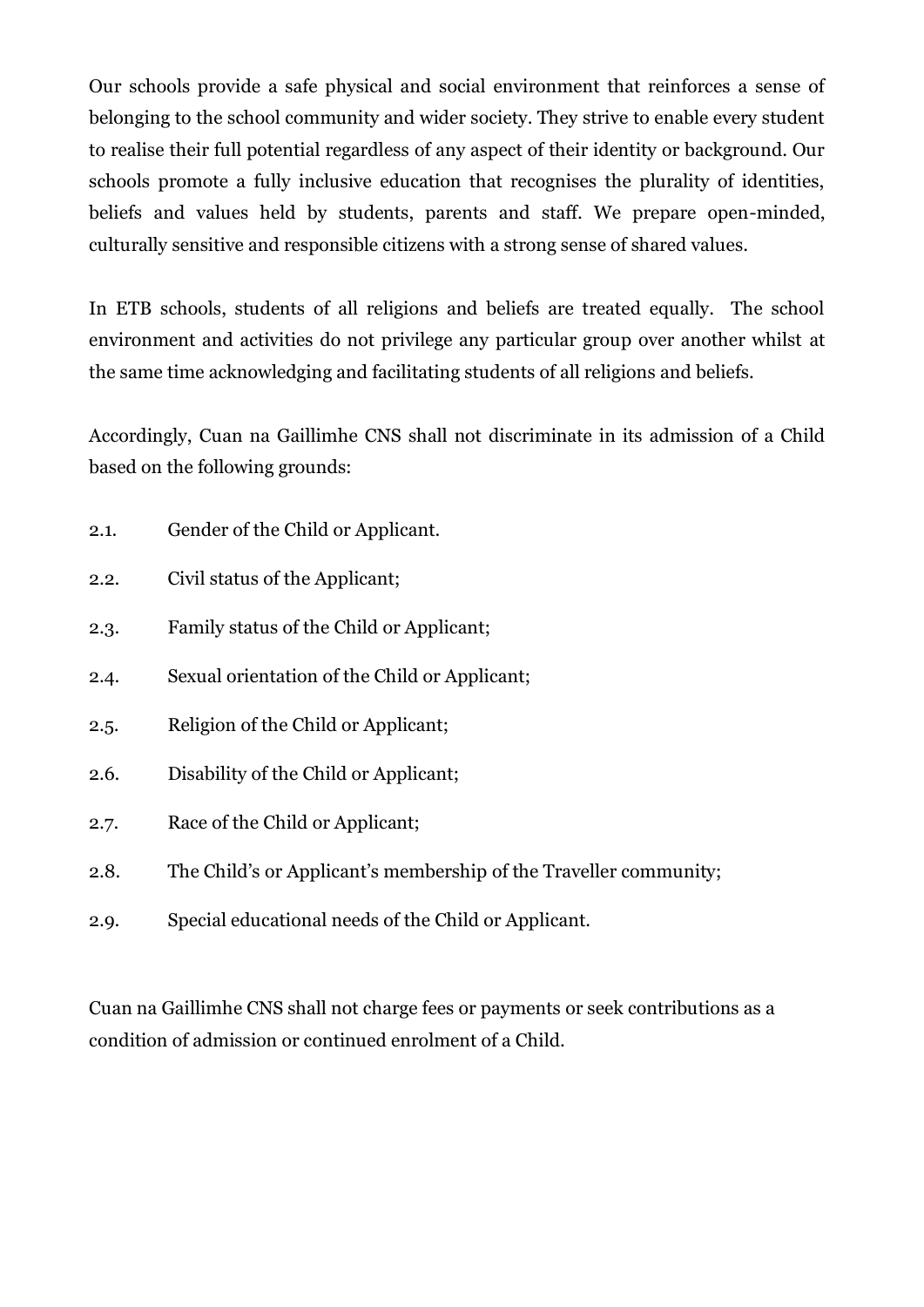Our schools provide a safe physical and social environment that reinforces a sense of belonging to the school community and wider society. They strive to enable every student to realise their full potential regardless of any aspect of their identity or background. Our schools promote a fully inclusive education that recognises the plurality of identities, beliefs and values held by students, parents and staff. We prepare open-minded, culturally sensitive and responsible citizens with a strong sense of shared values.

In ETB schools, students of all religions and beliefs are treated equally. The school environment and activities do not privilege any particular group over another whilst at the same time acknowledging and facilitating students of all religions and beliefs.

Accordingly, Cuan na Gaillimhe CNS shall not discriminate in its admission of a Child based on the following grounds:

2.1. Gender of the Child or Applicant.

2.2. Civil status of the Applicant;

2.3. Family status of the Child or Applicant;

2.4. Sexual orientation of the Child or Applicant;

2.5. Religion of the Child or Applicant;

2.6. Disability of the Child or Applicant;

2.7. Race of the Child or Applicant;

2.8. The Child's or Applicant's membership of the Traveller community;

2.9. Special educational needs of the Child or Applicant.

Cuan na Gaillimhe CNS shall not charge fees or payments or seek contributions as a condition of admission or continued enrolment of a Child.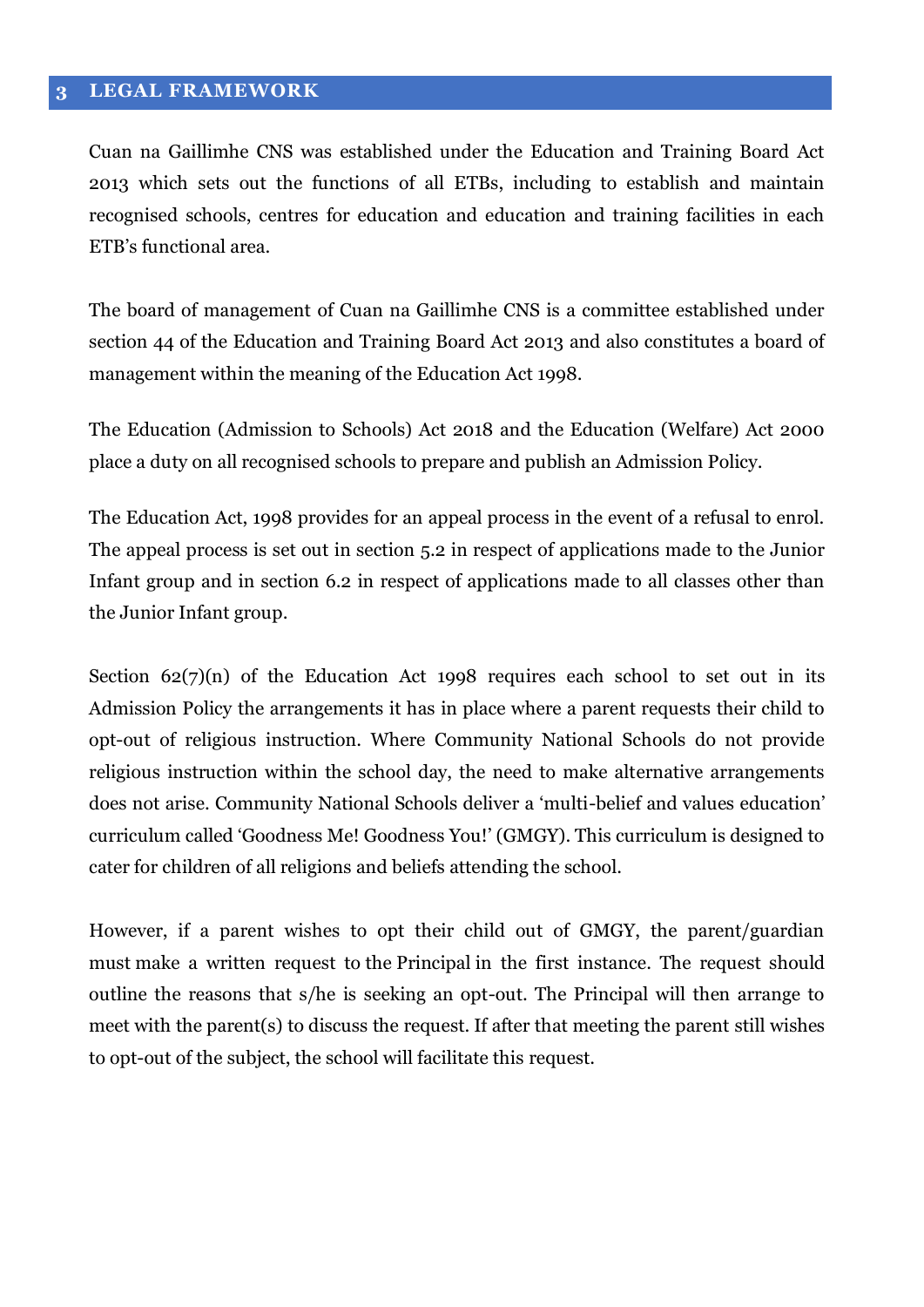## 3 LEGAL FRAMEWORK

Cuan na Gaillimhe CNS was established under the Education and Training Board Act 2013 which sets out the functions of all ETBs, including to establish and maintain recognised schools, centres for education and education and training facilities in each ETB's functional area.

The board of management of Cuan na Gaillimhe CNS is a committee established under section 44 of the Education and Training Board Act 2013 and also constitutes a board of management within the meaning of the Education Act 1998.

The Education (Admission to Schools) Act 2018 and the Education (Welfare) Act 2000 place a duty on all recognised schools to prepare and publish an Admission Policy.

The Education Act, 1998 provides for an appeal process in the event of a refusal to enrol. The appeal process is set out in section 5.2 in respect of applications made to the Junior Infant group and in section 6.2 in respect of applications made to all classes other than the Junior Infant group.

Section 62(7)(n) of the Education Act 1998 requires each school to set out in its Admission Policy the arrangements it has in place where a parent requests their child to opt-out of religious instruction. Where Community National Schools do not provide religious instruction within the school day, the need to make alternative arrangements does not arise. Community National Schools deliver a 'multi-belief and values education' curriculum called 'Goodness Me! Goodness You!' (GMGY). This curriculum is designed to cater for children of all religions and beliefs attending the school.

However, if a parent wishes to opt their child out of GMGY, the parent/guardian must make a written request to the Principal in the first instance. The request should outline the reasons that s/he is seeking an opt-out. The Principal will then arrange to meet with the parent(s) to discuss the request. If after that meeting the parent still wishes to opt-out of the subject, the school will facilitate this request.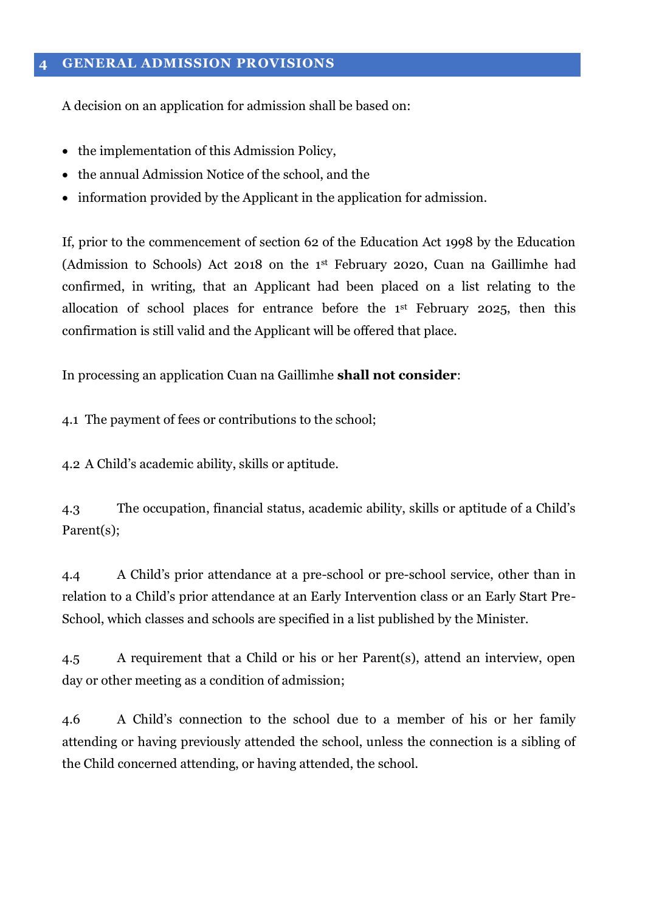## 4 GENERAL ADMISSION PROVISIONS

A decision on an application for admission shall be based on:

- the implementation of this Admission Policy,
- the annual Admission Notice of the school, and the
- information provided by the Applicant in the application for admission.

If, prior to the commencement of section 62 of the Education Act 1998 by the Education (Admission to Schools) Act 2018 on the 1st February 2020, Cuan na Gaillimhe had confirmed, in writing, that an Applicant had been placed on a list relating to the allocation of school places for entrance before the 1st February 2025, then this confirmation is still valid and the Applicant will be offered that place.

In processing an application Cuan na Gaillimhe **shall not consider**:

4.1 The payment of fees or contributions to the school;

4.2 A Child's academic ability, skills or aptitude.

4.3 The occupation, financial status, academic ability, skills or aptitude of a Child's Parent(s);

4.4 A Child's prior attendance at a pre-school or pre-school service, other than in relation to a Child's prior attendance at an Early Intervention class or an Early Start Pre-School, which classes and schools are specified in a list published by the Minister.

4.5 A requirement that a Child or his or her Parent(s), attend an interview, open day or other meeting as a condition of admission;

4.6 A Child's connection to the school due to a member of his or her family attending or having previously attended the school, unless the connection is a sibling of the Child concerned attending, or having attended, the school.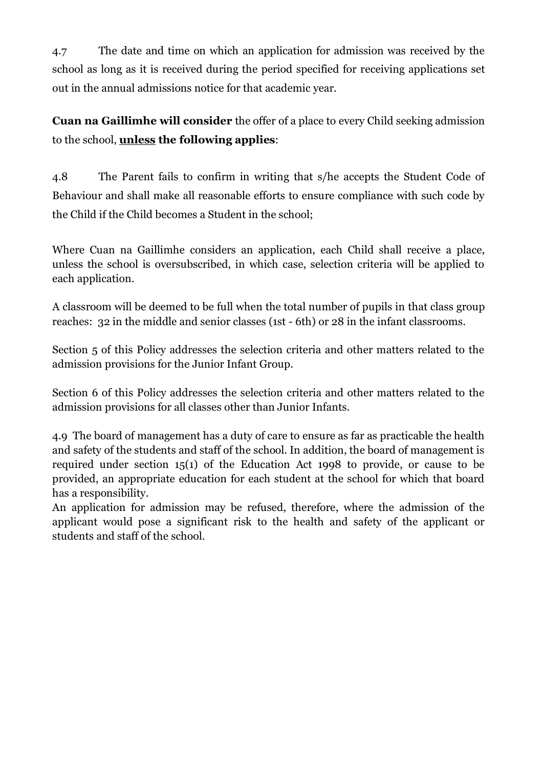4.7 The date and time on which an application for admission was received by the school as long as it is received during the period specified for receiving applications set out in the annual admissions notice for that academic year.

**Cuan na Gaillimhe will consider** the offer of a place to every Child seeking admission to the school, **unless the following applies**:

4.8 The Parent fails to confirm in writing that s/he accepts the Student Code of Behaviour and shall make all reasonable efforts to ensure compliance with such code by the Child if the Child becomes a Student in the school;

Where Cuan na Gaillimhe considers an application, each Child shall receive a place, unless the school is oversubscribed, in which case, selection criteria will be applied to each application.

A classroom will be deemed to be full when the total number of pupils in that class group reaches: 32 in the middle and senior classes (1st - 6th) or 28 in the infant classrooms.

Section 5 of this Policy addresses the selection criteria and other matters related to the admission provisions for the Junior Infant Group.

Section 6 of this Policy addresses the selection criteria and other matters related to the admission provisions for all classes other than Junior Infants.

4.9 The board of management has a duty of care to ensure as far as practicable the health and safety of the students and staff of the school. In addition, the board of management is required under section 15(1) of the Education Act 1998 to provide, or cause to be provided, an appropriate education for each student at the school for which that board has a responsibility.

An application for admission may be refused, therefore, where the admission of the applicant would pose a significant risk to the health and safety of the applicant or students and staff of the school.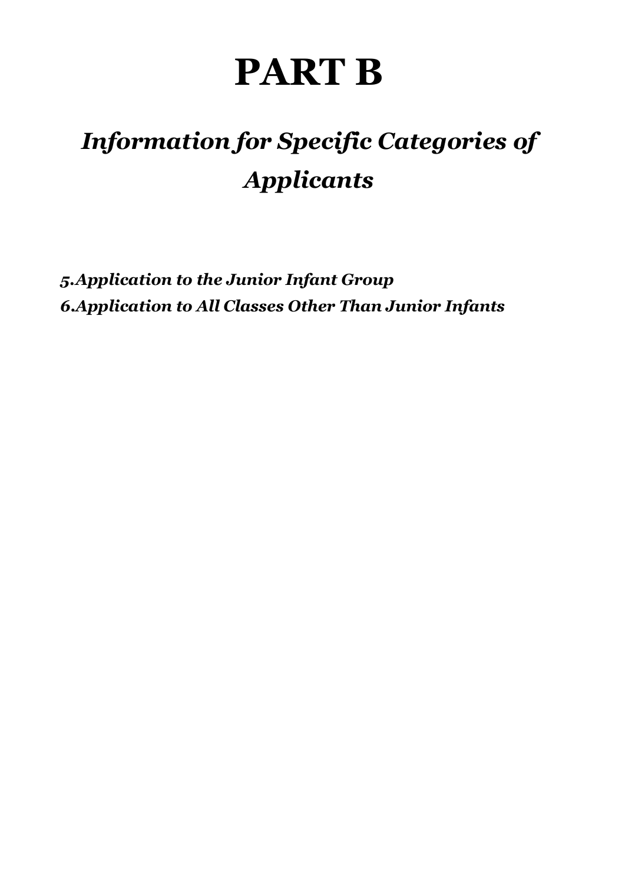# PART B

## *Information for Specific Categories of Applicants*

***5.Application to the Junior Infant Group***
***6.Application to All Classes Other Than Junior Infants***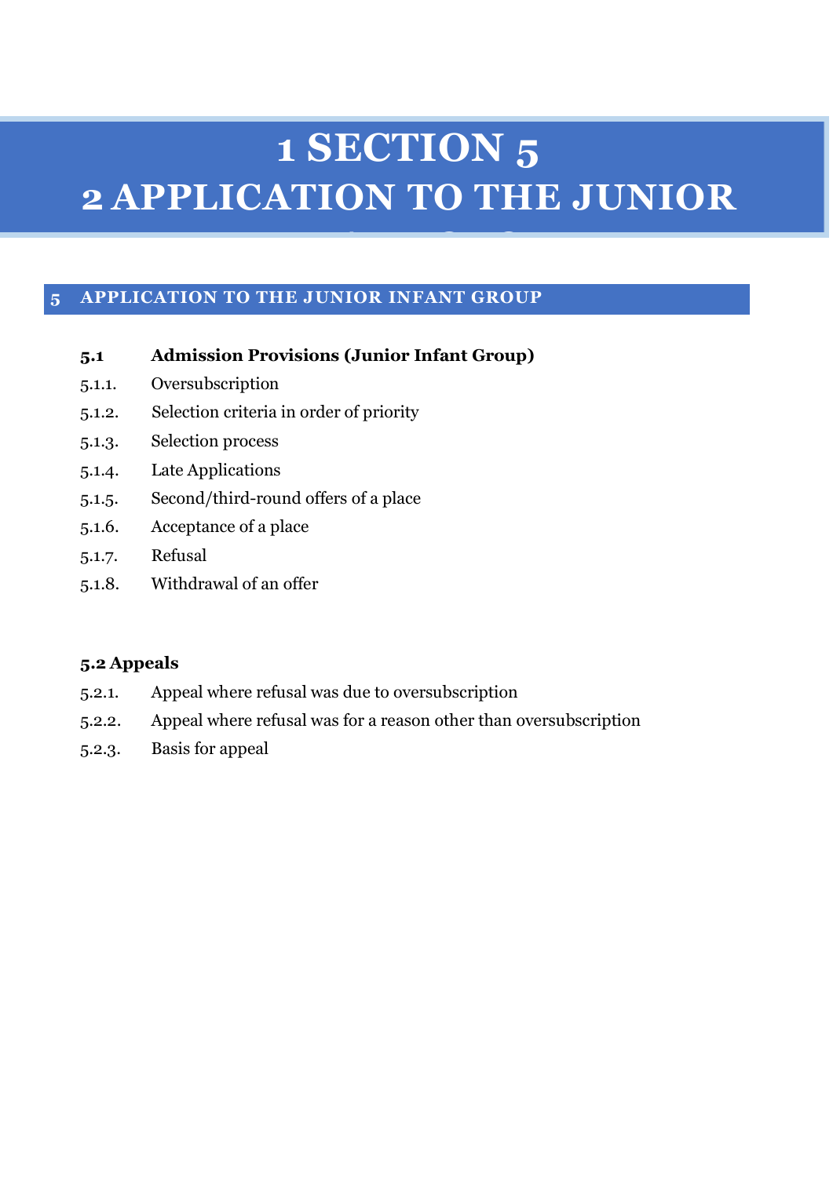# 1 SECTION 5
# 2 APPLICATION TO THE JUNIOR

## 5 APPLICATION TO THE JUNIOR INFANT GROUP

**5.1 Admission Provisions (Junior Infant Group)**

5.1.1. Oversubscription

5.1.2. Selection criteria in order of priority

5.1.3. Selection process

5.1.4. Late Applications

5.1.5. Second/third-round offers of a place

5.1.6. Acceptance of a place

5.1.7. Refusal

5.1.8. Withdrawal of an offer

**5.2 Appeals**

5.2.1. Appeal where refusal was due to oversubscription

5.2.2. Appeal where refusal was for a reason other than oversubscription

5.2.3. Basis for appeal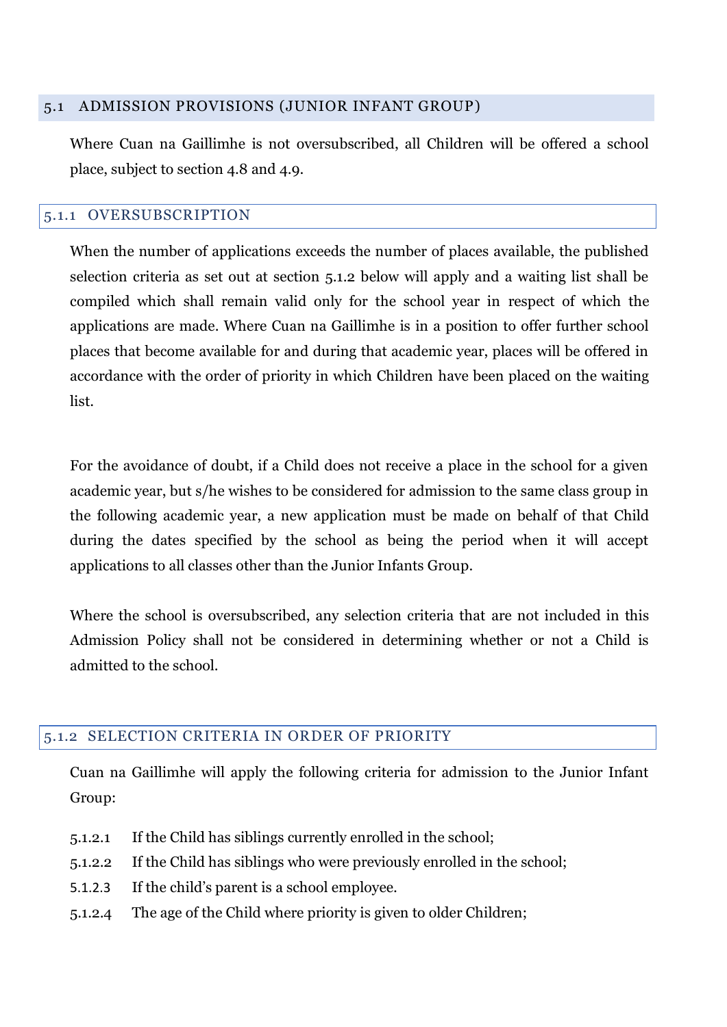## 5.1 ADMISSION PROVISIONS (JUNIOR INFANT GROUP)

Where Cuan na Gaillimhe is not oversubscribed, all Children will be offered a school place, subject to section 4.8 and 4.9.

### 5.1.1 OVERSUBSCRIPTION

When the number of applications exceeds the number of places available, the published selection criteria as set out at section 5.1.2 below will apply and a waiting list shall be compiled which shall remain valid only for the school year in respect of which the applications are made. Where Cuan na Gaillimhe is in a position to offer further school places that become available for and during that academic year, places will be offered in accordance with the order of priority in which Children have been placed on the waiting list.

For the avoidance of doubt, if a Child does not receive a place in the school for a given academic year, but s/he wishes to be considered for admission to the same class group in the following academic year, a new application must be made on behalf of that Child during the dates specified by the school as being the period when it will accept applications to all classes other than the Junior Infants Group.

Where the school is oversubscribed, any selection criteria that are not included in this Admission Policy shall not be considered in determining whether or not a Child is admitted to the school.

### 5.1.2 SELECTION CRITERIA IN ORDER OF PRIORITY

Cuan na Gaillimhe will apply the following criteria for admission to the Junior Infant Group:

5.1.2.1 If the Child has siblings currently enrolled in the school;

5.1.2.2 If the Child has siblings who were previously enrolled in the school;

5.1.2.3 If the child's parent is a school employee.

5.1.2.4 The age of the Child where priority is given to older Children;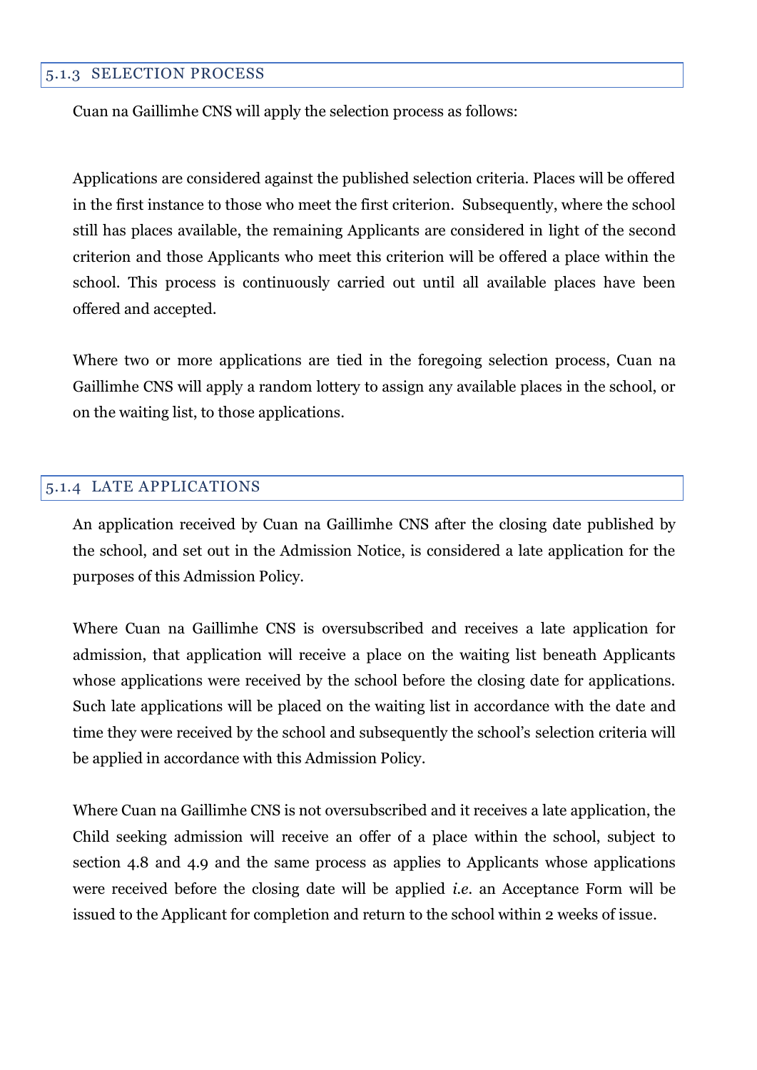### 5.1.3 SELECTION PROCESS

Cuan na Gaillimhe CNS will apply the selection process as follows:

Applications are considered against the published selection criteria. Places will be offered in the first instance to those who meet the first criterion. Subsequently, where the school still has places available, the remaining Applicants are considered in light of the second criterion and those Applicants who meet this criterion will be offered a place within the school. This process is continuously carried out until all available places have been offered and accepted.

Where two or more applications are tied in the foregoing selection process, Cuan na Gaillimhe CNS will apply a random lottery to assign any available places in the school, or on the waiting list, to those applications.

### 5.1.4 LATE APPLICATIONS

An application received by Cuan na Gaillimhe CNS after the closing date published by the school, and set out in the Admission Notice, is considered a late application for the purposes of this Admission Policy.

Where Cuan na Gaillimhe CNS is oversubscribed and receives a late application for admission, that application will receive a place on the waiting list beneath Applicants whose applications were received by the school before the closing date for applications. Such late applications will be placed on the waiting list in accordance with the date and time they were received by the school and subsequently the school's selection criteria will be applied in accordance with this Admission Policy.

Where Cuan na Gaillimhe CNS is not oversubscribed and it receives a late application, the Child seeking admission will receive an offer of a place within the school, subject to section 4.8 and 4.9 and the same process as applies to Applicants whose applications were received before the closing date will be applied *i.e.* an Acceptance Form will be issued to the Applicant for completion and return to the school within 2 weeks of issue.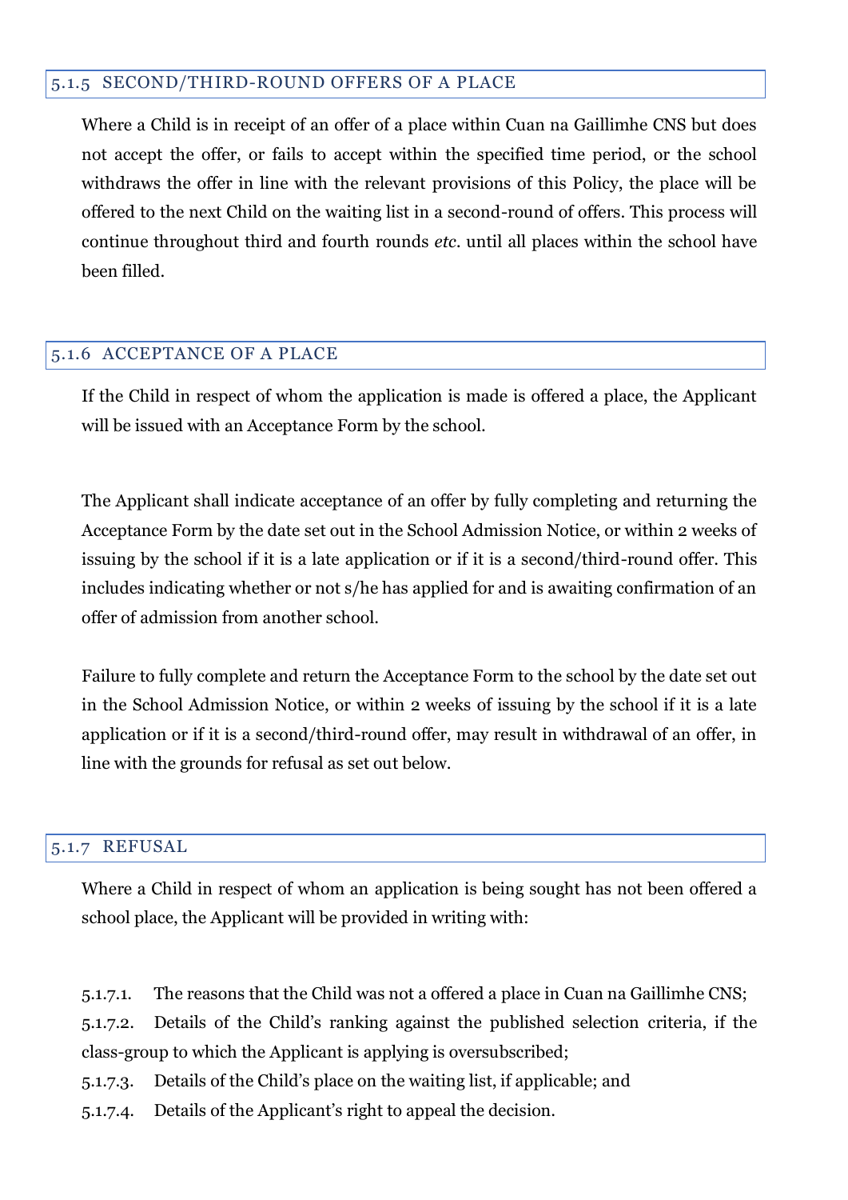### 5.1.5 SECOND/THIRD-ROUND OFFERS OF A PLACE

Where a Child is in receipt of an offer of a place within Cuan na Gaillimhe CNS but does not accept the offer, or fails to accept within the specified time period, or the school withdraws the offer in line with the relevant provisions of this Policy, the place will be offered to the next Child on the waiting list in a second-round of offers. This process will continue throughout third and fourth rounds *etc*. until all places within the school have been filled.

### 5.1.6 ACCEPTANCE OF A PLACE

If the Child in respect of whom the application is made is offered a place, the Applicant will be issued with an Acceptance Form by the school.

The Applicant shall indicate acceptance of an offer by fully completing and returning the Acceptance Form by the date set out in the School Admission Notice, or within 2 weeks of issuing by the school if it is a late application or if it is a second/third-round offer. This includes indicating whether or not s/he has applied for and is awaiting confirmation of an offer of admission from another school.

Failure to fully complete and return the Acceptance Form to the school by the date set out in the School Admission Notice, or within 2 weeks of issuing by the school if it is a late application or if it is a second/third-round offer, may result in withdrawal of an offer, in line with the grounds for refusal as set out below.

### 5.1.7 REFUSAL

Where a Child in respect of whom an application is being sought has not been offered a school place, the Applicant will be provided in writing with:

5.1.7.1. The reasons that the Child was not a offered a place in Cuan na Gaillimhe CNS;
5.1.7.2. Details of the Child's ranking against the published selection criteria, if the class-group to which the Applicant is applying is oversubscribed;
5.1.7.3. Details of the Child's place on the waiting list, if applicable; and
5.1.7.4. Details of the Applicant's right to appeal the decision.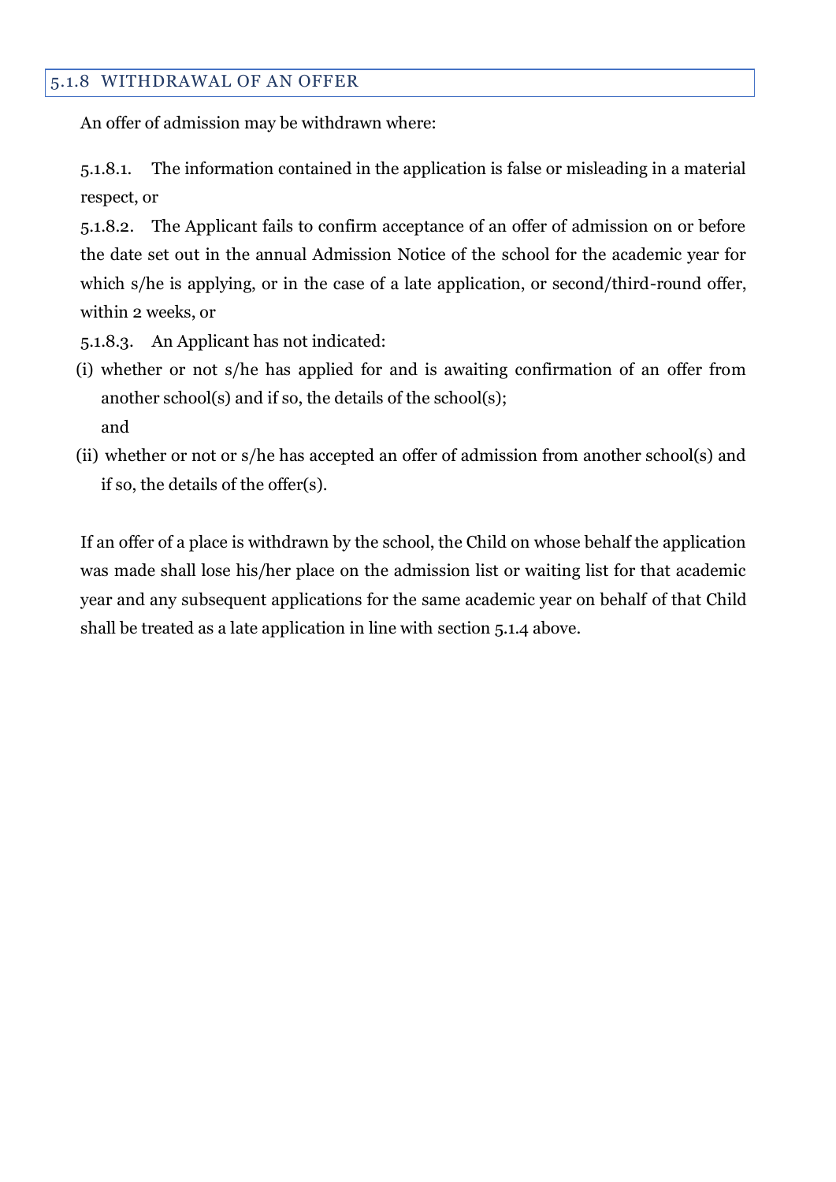### 5.1.8 WITHDRAWAL OF AN OFFER

An offer of admission may be withdrawn where:

5.1.8.1. The information contained in the application is false or misleading in a material respect, or

5.1.8.2. The Applicant fails to confirm acceptance of an offer of admission on or before the date set out in the annual Admission Notice of the school for the academic year for which s/he is applying, or in the case of a late application, or second/third-round offer, within 2 weeks, or

5.1.8.3. An Applicant has not indicated:

(i) whether or not s/he has applied for and is awaiting confirmation of an offer from another school(s) and if so, the details of the school(s);
and

(ii) whether or not or s/he has accepted an offer of admission from another school(s) and if so, the details of the offer(s).

If an offer of a place is withdrawn by the school, the Child on whose behalf the application was made shall lose his/her place on the admission list or waiting list for that academic year and any subsequent applications for the same academic year on behalf of that Child shall be treated as a late application in line with section 5.1.4 above.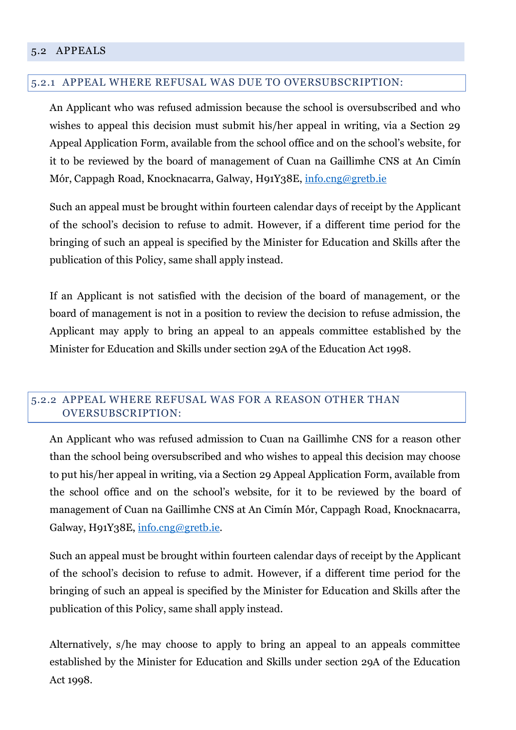## 5.2 APPEALS

### 5.2.1 APPEAL WHERE REFUSAL WAS DUE TO OVERSUBSCRIPTION:

An Applicant who was refused admission because the school is oversubscribed and who wishes to appeal this decision must submit his/her appeal in writing, via a Section 29 Appeal Application Form, available from the school office and on the school's website, for it to be reviewed by the board of management of Cuan na Gaillimhe CNS at An Cimín Mór, Cappagh Road, Knocknacarra, Galway, H91Y38E, info.cng@gretb.ie

Such an appeal must be brought within fourteen calendar days of receipt by the Applicant of the school's decision to refuse to admit. However, if a different time period for the bringing of such an appeal is specified by the Minister for Education and Skills after the publication of this Policy, same shall apply instead.

If an Applicant is not satisfied with the decision of the board of management, or the board of management is not in a position to review the decision to refuse admission, the Applicant may apply to bring an appeal to an appeals committee established by the Minister for Education and Skills under section 29A of the Education Act 1998.

### 5.2.2 APPEAL WHERE REFUSAL WAS FOR A REASON OTHER THAN OVERSUBSCRIPTION:

An Applicant who was refused admission to Cuan na Gaillimhe CNS for a reason other than the school being oversubscribed and who wishes to appeal this decision may choose to put his/her appeal in writing, via a Section 29 Appeal Application Form, available from the school office and on the school's website, for it to be reviewed by the board of management of Cuan na Gaillimhe CNS at An Cimín Mór, Cappagh Road, Knocknacarra, Galway, H91Y38E, info.cng@gretb.ie.

Such an appeal must be brought within fourteen calendar days of receipt by the Applicant of the school's decision to refuse to admit. However, if a different time period for the bringing of such an appeal is specified by the Minister for Education and Skills after the publication of this Policy, same shall apply instead.

Alternatively, s/he may choose to apply to bring an appeal to an appeals committee established by the Minister for Education and Skills under section 29A of the Education Act 1998.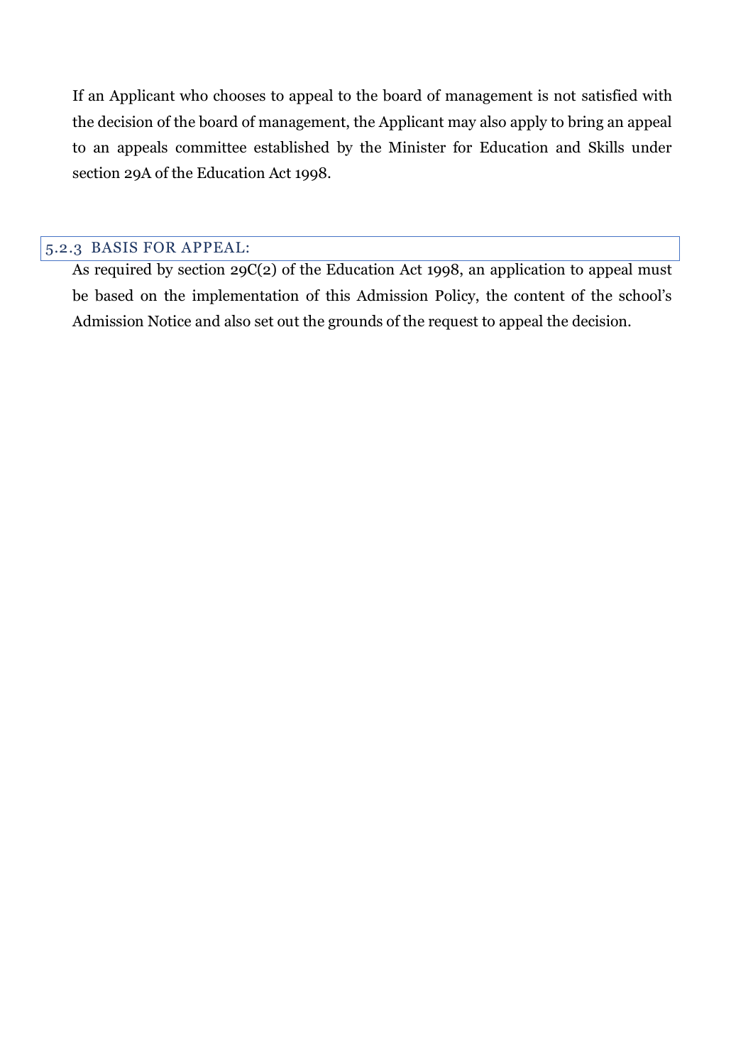If an Applicant who chooses to appeal to the board of management is not satisfied with the decision of the board of management, the Applicant may also apply to bring an appeal to an appeals committee established by the Minister for Education and Skills under section 29A of the Education Act 1998.

### 5.2.3 BASIS FOR APPEAL:

As required by section 29C(2) of the Education Act 1998, an application to appeal must be based on the implementation of this Admission Policy, the content of the school's Admission Notice and also set out the grounds of the request to appeal the decision.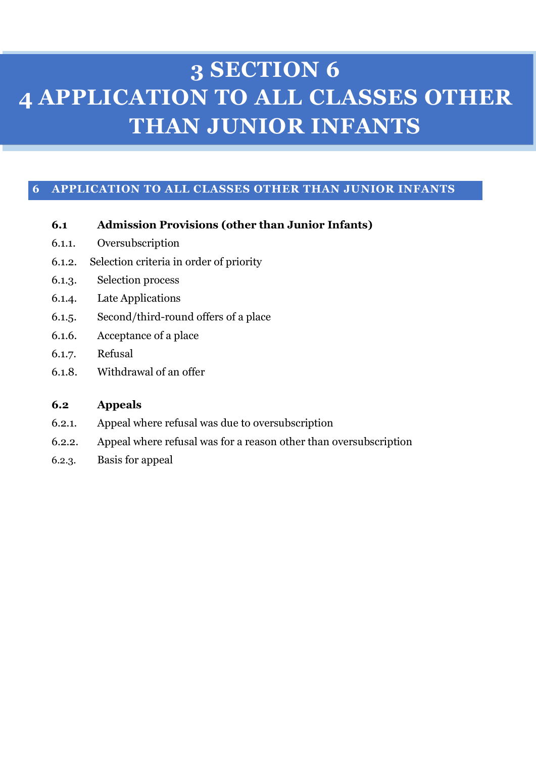# 3 SECTION 6
# 4 APPLICATION TO ALL CLASSES OTHER THAN JUNIOR INFANTS

## 6 APPLICATION TO ALL CLASSES OTHER THAN JUNIOR INFANTS

**6.1 Admission Provisions (other than Junior Infants)**

6.1.1. Oversubscription

6.1.2. Selection criteria in order of priority

6.1.3. Selection process

6.1.4. Late Applications

6.1.5. Second/third-round offers of a place

6.1.6. Acceptance of a place

6.1.7. Refusal

6.1.8. Withdrawal of an offer

**6.2 Appeals**

6.2.1. Appeal where refusal was due to oversubscription

6.2.2. Appeal where refusal was for a reason other than oversubscription

6.2.3. Basis for appeal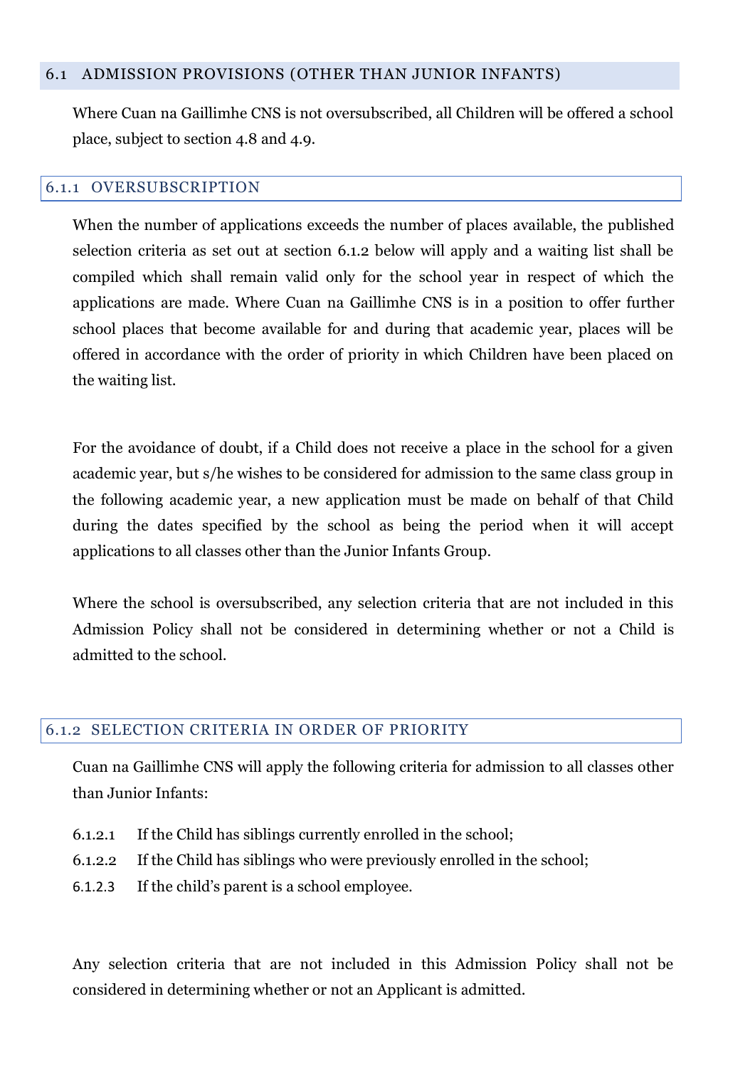## 6.1 ADMISSION PROVISIONS (OTHER THAN JUNIOR INFANTS)

Where Cuan na Gaillimhe CNS is not oversubscribed, all Children will be offered a school place, subject to section 4.8 and 4.9.

### 6.1.1 OVERSUBSCRIPTION

When the number of applications exceeds the number of places available, the published selection criteria as set out at section 6.1.2 below will apply and a waiting list shall be compiled which shall remain valid only for the school year in respect of which the applications are made. Where Cuan na Gaillimhe CNS is in a position to offer further school places that become available for and during that academic year, places will be offered in accordance with the order of priority in which Children have been placed on the waiting list.

For the avoidance of doubt, if a Child does not receive a place in the school for a given academic year, but s/he wishes to be considered for admission to the same class group in the following academic year, a new application must be made on behalf of that Child during the dates specified by the school as being the period when it will accept applications to all classes other than the Junior Infants Group.

Where the school is oversubscribed, any selection criteria that are not included in this Admission Policy shall not be considered in determining whether or not a Child is admitted to the school.

### 6.1.2 SELECTION CRITERIA IN ORDER OF PRIORITY

Cuan na Gaillimhe CNS will apply the following criteria for admission to all classes other than Junior Infants:

6.1.2.1 If the Child has siblings currently enrolled in the school;

6.1.2.2 If the Child has siblings who were previously enrolled in the school;

6.1.2.3 If the child's parent is a school employee.

Any selection criteria that are not included in this Admission Policy shall not be considered in determining whether or not an Applicant is admitted.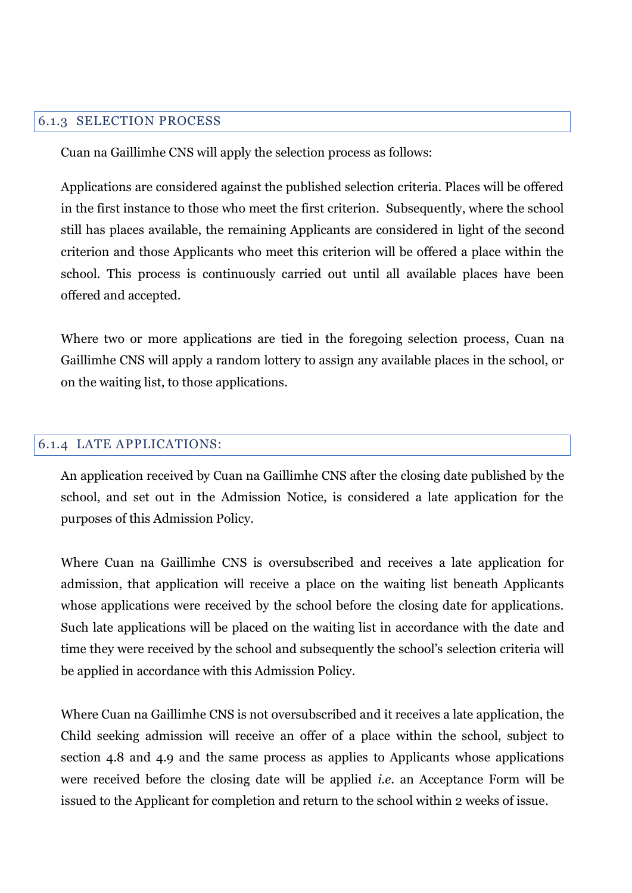### 6.1.3 SELECTION PROCESS

Cuan na Gaillimhe CNS will apply the selection process as follows:

Applications are considered against the published selection criteria. Places will be offered in the first instance to those who meet the first criterion. Subsequently, where the school still has places available, the remaining Applicants are considered in light of the second criterion and those Applicants who meet this criterion will be offered a place within the school. This process is continuously carried out until all available places have been offered and accepted.

Where two or more applications are tied in the foregoing selection process, Cuan na Gaillimhe CNS will apply a random lottery to assign any available places in the school, or on the waiting list, to those applications.

### 6.1.4 LATE APPLICATIONS:

An application received by Cuan na Gaillimhe CNS after the closing date published by the school, and set out in the Admission Notice, is considered a late application for the purposes of this Admission Policy.

Where Cuan na Gaillimhe CNS is oversubscribed and receives a late application for admission, that application will receive a place on the waiting list beneath Applicants whose applications were received by the school before the closing date for applications. Such late applications will be placed on the waiting list in accordance with the date and time they were received by the school and subsequently the school's selection criteria will be applied in accordance with this Admission Policy.

Where Cuan na Gaillimhe CNS is not oversubscribed and it receives a late application, the Child seeking admission will receive an offer of a place within the school, subject to section 4.8 and 4.9 and the same process as applies to Applicants whose applications were received before the closing date will be applied *i.e.* an Acceptance Form will be issued to the Applicant for completion and return to the school within 2 weeks of issue.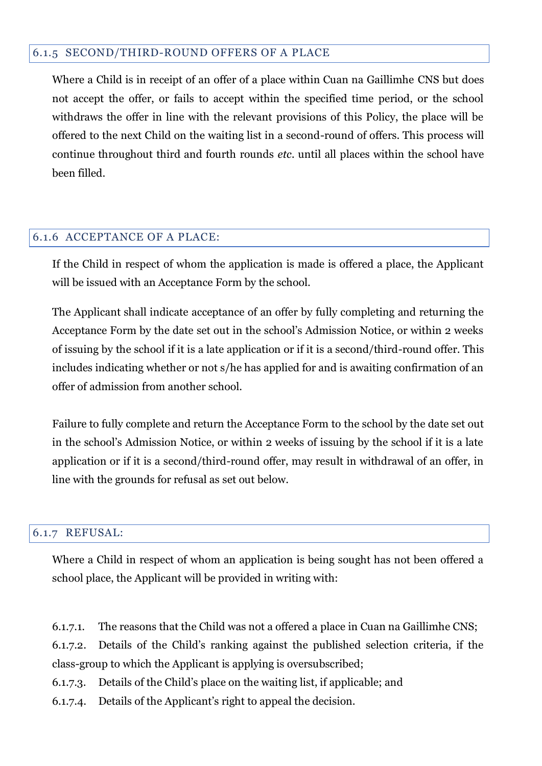### 6.1.5 SECOND/THIRD-ROUND OFFERS OF A PLACE

Where a Child is in receipt of an offer of a place within Cuan na Gaillimhe CNS but does not accept the offer, or fails to accept within the specified time period, or the school withdraws the offer in line with the relevant provisions of this Policy, the place will be offered to the next Child on the waiting list in a second-round of offers. This process will continue throughout third and fourth rounds *etc*. until all places within the school have been filled.

### 6.1.6 ACCEPTANCE OF A PLACE:

If the Child in respect of whom the application is made is offered a place, the Applicant will be issued with an Acceptance Form by the school.

The Applicant shall indicate acceptance of an offer by fully completing and returning the Acceptance Form by the date set out in the school's Admission Notice, or within 2 weeks of issuing by the school if it is a late application or if it is a second/third-round offer. This includes indicating whether or not s/he has applied for and is awaiting confirmation of an offer of admission from another school.

Failure to fully complete and return the Acceptance Form to the school by the date set out in the school's Admission Notice, or within 2 weeks of issuing by the school if it is a late application or if it is a second/third-round offer, may result in withdrawal of an offer, in line with the grounds for refusal as set out below.

### 6.1.7 REFUSAL:

Where a Child in respect of whom an application is being sought has not been offered a school place, the Applicant will be provided in writing with:

6.1.7.1. The reasons that the Child was not a offered a place in Cuan na Gaillimhe CNS;

6.1.7.2. Details of the Child's ranking against the published selection criteria, if the class-group to which the Applicant is applying is oversubscribed;

6.1.7.3. Details of the Child's place on the waiting list, if applicable; and

6.1.7.4. Details of the Applicant's right to appeal the decision.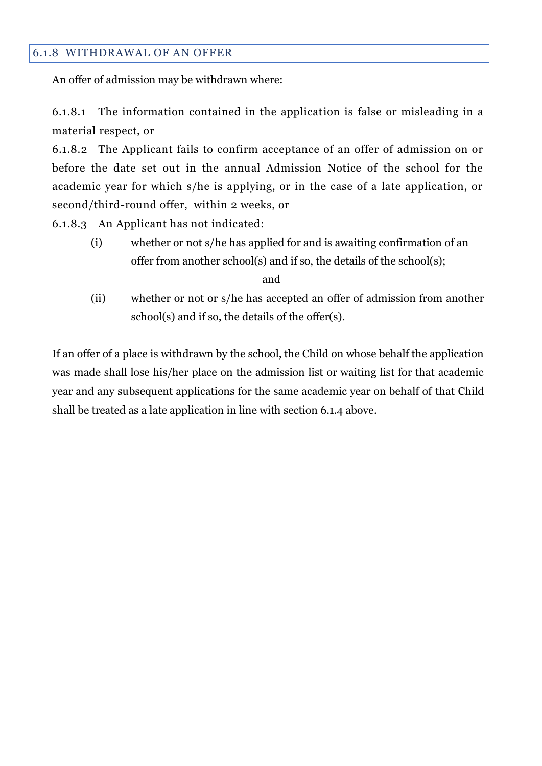### 6.1.8 WITHDRAWAL OF AN OFFER

An offer of admission may be withdrawn where:

6.1.8.1 The information contained in the application is false or misleading in a material respect, or

6.1.8.2 The Applicant fails to confirm acceptance of an offer of admission on or before the date set out in the annual Admission Notice of the school for the academic year for which s/he is applying, or in the case of a late application, or second/third-round offer, within 2 weeks, or

6.1.8.3 An Applicant has not indicated:

(i) whether or not s/he has applied for and is awaiting confirmation of an offer from another school(s) and if so, the details of the school(s);

and

(ii) whether or not or s/he has accepted an offer of admission from another school(s) and if so, the details of the offer(s).

If an offer of a place is withdrawn by the school, the Child on whose behalf the application was made shall lose his/her place on the admission list or waiting list for that academic year and any subsequent applications for the same academic year on behalf of that Child shall be treated as a late application in line with section 6.1.4 above.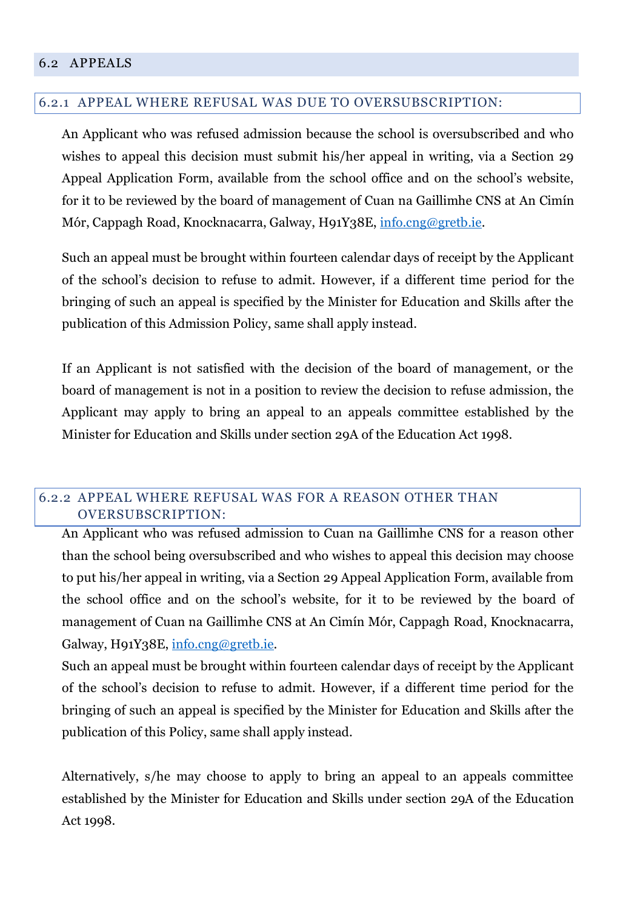## 6.2 APPEALS

### 6.2.1 APPEAL WHERE REFUSAL WAS DUE TO OVERSUBSCRIPTION:

An Applicant who was refused admission because the school is oversubscribed and who wishes to appeal this decision must submit his/her appeal in writing, via a Section 29 Appeal Application Form, available from the school office and on the school's website, for it to be reviewed by the board of management of Cuan na Gaillimhe CNS at An Cimín Mór, Cappagh Road, Knocknacarra, Galway, H91Y38E, info.cng@gretb.ie.

Such an appeal must be brought within fourteen calendar days of receipt by the Applicant of the school's decision to refuse to admit. However, if a different time period for the bringing of such an appeal is specified by the Minister for Education and Skills after the publication of this Admission Policy, same shall apply instead.

If an Applicant is not satisfied with the decision of the board of management, or the board of management is not in a position to review the decision to refuse admission, the Applicant may apply to bring an appeal to an appeals committee established by the Minister for Education and Skills under section 29A of the Education Act 1998.

### 6.2.2 APPEAL WHERE REFUSAL WAS FOR A REASON OTHER THAN OVERSUBSCRIPTION:

An Applicant who was refused admission to Cuan na Gaillimhe CNS for a reason other than the school being oversubscribed and who wishes to appeal this decision may choose to put his/her appeal in writing, via a Section 29 Appeal Application Form, available from the school office and on the school's website, for it to be reviewed by the board of management of Cuan na Gaillimhe CNS at An Cimín Mór, Cappagh Road, Knocknacarra, Galway, H91Y38E, info.cng@gretb.ie.

Such an appeal must be brought within fourteen calendar days of receipt by the Applicant of the school's decision to refuse to admit. However, if a different time period for the bringing of such an appeal is specified by the Minister for Education and Skills after the publication of this Policy, same shall apply instead.

Alternatively, s/he may choose to apply to bring an appeal to an appeals committee established by the Minister for Education and Skills under section 29A of the Education Act 1998.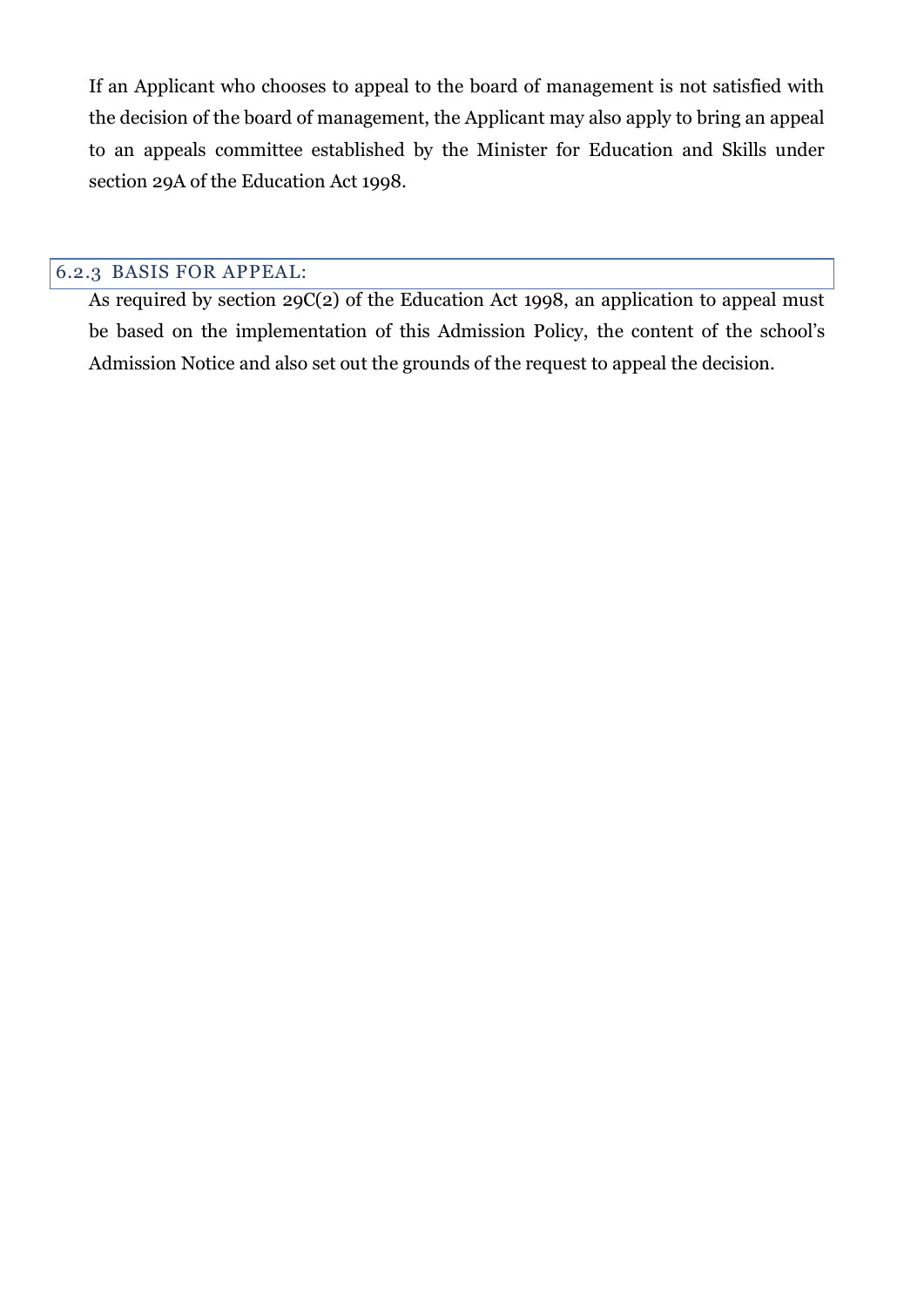If an Applicant who chooses to appeal to the board of management is not satisfied with the decision of the board of management, the Applicant may also apply to bring an appeal to an appeals committee established by the Minister for Education and Skills under section 29A of the Education Act 1998.

### 6.2.3 BASIS FOR APPEAL:

As required by section 29C(2) of the Education Act 1998, an application to appeal must be based on the implementation of this Admission Policy, the content of the school's Admission Notice and also set out the grounds of the request to appeal the decision.